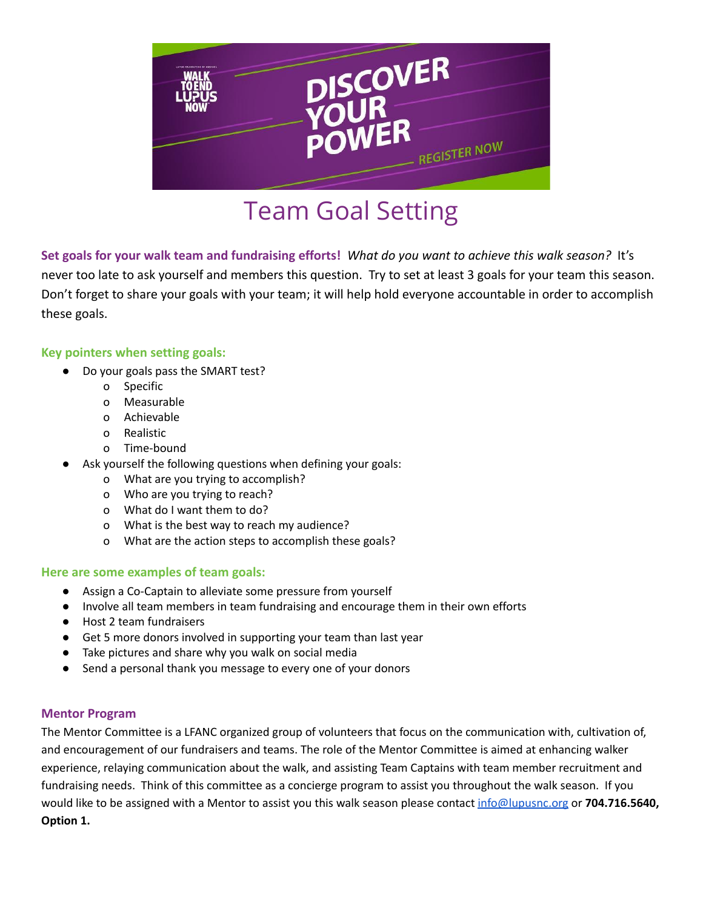# Team Goal Setting

**Set goals for your walk team and fundraising efforts!** *What do you want to achieve this walk season?* It's never too late to ask yourself and members this question. Try to set at least 3 goals for your team this season. Don't forget to share your goals with your team; it will help hold everyone accountable in order to accomplish these goals.

### Key pointers when setting goals:

- Do your goals pass the SMART test?
  - Specific
  - Measurable
  - Achievable
  - Realistic
  - Time-bound
- Ask yourself the following questions when defining your goals:
  - What are you trying to accomplish?
  - Who are you trying to reach?
  - What do I want them to do?
  - What is the best way to reach my audience?
  - What are the action steps to accomplish these goals?

### Here are some examples of team goals:

- Assign a Co-Captain to alleviate some pressure from yourself
- Involve all team members in team fundraising and encourage them in their own efforts
- Host 2 team fundraisers
- Get 5 more donors involved in supporting your team than last year
- Take pictures and share why you walk on social media
- Send a personal thank you message to every one of your donors

### Mentor Program

The Mentor Committee is a LFANC organized group of volunteers that focus on the communication with, cultivation of, and encouragement of our fundraisers and teams. The role of the Mentor Committee is aimed at enhancing walker experience, relaying communication about the walk, and assisting Team Captains with team member recruitment and fundraising needs. Think of this committee as a concierge program to assist you throughout the walk season. If you would like to be assigned with a Mentor to assist you this walk season please contact info@lupusnc.org or **704.716.5640, Option 1.**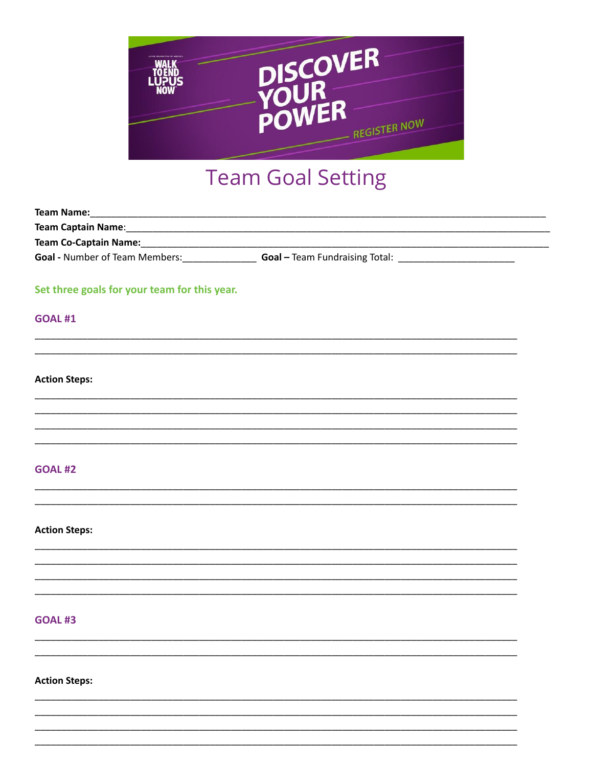# Team Goal Setting

**Team Name:**\_\_\_\_\_\_\_\_\_\_\_\_\_\_\_\_\_\_\_\_\_\_\_\_\_\_\_\_\_\_\_\_\_\_\_\_\_\_\_\_\_\_\_\_

**Team Captain Name**:\_\_\_\_\_\_\_\_\_\_\_\_\_\_\_\_\_\_\_\_\_\_\_\_\_\_\_\_\_\_\_\_\_\_\_\_\_\_\_\_\_\_\_\_

**Team Co-Captain Name:**\_\_\_\_\_\_\_\_\_\_\_\_\_\_\_\_\_\_\_\_\_\_\_\_\_\_\_\_\_\_\_\_\_\_\_\_\_\_\_\_\_\_\_\_

**Goal -** Number of Team Members:\_\_\_\_\_\_\_\_\_\_\_\_\_\_ **Goal –** Team Fundraising Total: \_\_\_\_\_\_\_\_\_\_\_\_\_\_\_\_\_\_\_\_\_\_

**Set three goals for your team for this year.**

## GOAL #1

\_\_\_\_\_\_\_\_\_\_\_\_\_\_\_\_\_\_\_\_\_\_\_\_\_\_\_\_\_\_\_\_\_\_\_\_\_\_\_\_\_\_\_\_\_\_\_\_\_\_\_\_\_\_\_\_\_\_\_\_\_\_\_\_\_\_\_\_\_\_\_\_\_\_\_\_\_\_\_\_\_\_\_\_\_\_\_\_\_\_

\_\_\_\_\_\_\_\_\_\_\_\_\_\_\_\_\_\_\_\_\_\_\_\_\_\_\_\_\_\_\_\_\_\_\_\_\_\_\_\_\_\_\_\_\_\_\_\_\_\_\_\_\_\_\_\_\_\_\_\_\_\_\_\_\_\_\_\_\_\_\_\_\_\_\_\_\_\_\_\_\_\_\_\_\_\_\_\_\_\_

**Action Steps:**

\_\_\_\_\_\_\_\_\_\_\_\_\_\_\_\_\_\_\_\_\_\_\_\_\_\_\_\_\_\_\_\_\_\_\_\_\_\_\_\_\_\_\_\_\_\_\_\_\_\_\_\_\_\_\_\_\_\_\_\_\_\_\_\_\_\_\_\_\_\_\_\_\_\_\_\_\_\_\_\_\_\_\_\_\_\_\_\_\_\_

\_\_\_\_\_\_\_\_\_\_\_\_\_\_\_\_\_\_\_\_\_\_\_\_\_\_\_\_\_\_\_\_\_\_\_\_\_\_\_\_\_\_\_\_\_\_\_\_\_\_\_\_\_\_\_\_\_\_\_\_\_\_\_\_\_\_\_\_\_\_\_\_\_\_\_\_\_\_\_\_\_\_\_\_\_\_\_\_\_\_

\_\_\_\_\_\_\_\_\_\_\_\_\_\_\_\_\_\_\_\_\_\_\_\_\_\_\_\_\_\_\_\_\_\_\_\_\_\_\_\_\_\_\_\_\_\_\_\_\_\_\_\_\_\_\_\_\_\_\_\_\_\_\_\_\_\_\_\_\_\_\_\_\_\_\_\_\_\_\_\_\_\_\_\_\_\_\_\_\_\_

\_\_\_\_\_\_\_\_\_\_\_\_\_\_\_\_\_\_\_\_\_\_\_\_\_\_\_\_\_\_\_\_\_\_\_\_\_\_\_\_\_\_\_\_\_\_\_\_\_\_\_\_\_\_\_\_\_\_\_\_\_\_\_\_\_\_\_\_\_\_\_\_\_\_\_\_\_\_\_\_\_\_\_\_\_\_\_\_\_\_

## GOAL #2

\_\_\_\_\_\_\_\_\_\_\_\_\_\_\_\_\_\_\_\_\_\_\_\_\_\_\_\_\_\_\_\_\_\_\_\_\_\_\_\_\_\_\_\_\_\_\_\_\_\_\_\_\_\_\_\_\_\_\_\_\_\_\_\_\_\_\_\_\_\_\_\_\_\_\_\_\_\_\_\_\_\_\_\_\_\_\_\_\_\_

\_\_\_\_\_\_\_\_\_\_\_\_\_\_\_\_\_\_\_\_\_\_\_\_\_\_\_\_\_\_\_\_\_\_\_\_\_\_\_\_\_\_\_\_\_\_\_\_\_\_\_\_\_\_\_\_\_\_\_\_\_\_\_\_\_\_\_\_\_\_\_\_\_\_\_\_\_\_\_\_\_\_\_\_\_\_\_\_\_\_

**Action Steps:**

\_\_\_\_\_\_\_\_\_\_\_\_\_\_\_\_\_\_\_\_\_\_\_\_\_\_\_\_\_\_\_\_\_\_\_\_\_\_\_\_\_\_\_\_\_\_\_\_\_\_\_\_\_\_\_\_\_\_\_\_\_\_\_\_\_\_\_\_\_\_\_\_\_\_\_\_\_\_\_\_\_\_\_\_\_\_\_\_\_\_

\_\_\_\_\_\_\_\_\_\_\_\_\_\_\_\_\_\_\_\_\_\_\_\_\_\_\_\_\_\_\_\_\_\_\_\_\_\_\_\_\_\_\_\_\_\_\_\_\_\_\_\_\_\_\_\_\_\_\_\_\_\_\_\_\_\_\_\_\_\_\_\_\_\_\_\_\_\_\_\_\_\_\_\_\_\_\_\_\_\_

\_\_\_\_\_\_\_\_\_\_\_\_\_\_\_\_\_\_\_\_\_\_\_\_\_\_\_\_\_\_\_\_\_\_\_\_\_\_\_\_\_\_\_\_\_\_\_\_\_\_\_\_\_\_\_\_\_\_\_\_\_\_\_\_\_\_\_\_\_\_\_\_\_\_\_\_\_\_\_\_\_\_\_\_\_\_\_\_\_\_

\_\_\_\_\_\_\_\_\_\_\_\_\_\_\_\_\_\_\_\_\_\_\_\_\_\_\_\_\_\_\_\_\_\_\_\_\_\_\_\_\_\_\_\_\_\_\_\_\_\_\_\_\_\_\_\_\_\_\_\_\_\_\_\_\_\_\_\_\_\_\_\_\_\_\_\_\_\_\_\_\_\_\_\_\_\_\_\_\_\_

## GOAL #3

\_\_\_\_\_\_\_\_\_\_\_\_\_\_\_\_\_\_\_\_\_\_\_\_\_\_\_\_\_\_\_\_\_\_\_\_\_\_\_\_\_\_\_\_\_\_\_\_\_\_\_\_\_\_\_\_\_\_\_\_\_\_\_\_\_\_\_\_\_\_\_\_\_\_\_\_\_\_\_\_\_\_\_\_\_\_\_\_\_\_

\_\_\_\_\_\_\_\_\_\_\_\_\_\_\_\_\_\_\_\_\_\_\_\_\_\_\_\_\_\_\_\_\_\_\_\_\_\_\_\_\_\_\_\_\_\_\_\_\_\_\_\_\_\_\_\_\_\_\_\_\_\_\_\_\_\_\_\_\_\_\_\_\_\_\_\_\_\_\_\_\_\_\_\_\_\_\_\_\_\_

**Action Steps:**

\_\_\_\_\_\_\_\_\_\_\_\_\_\_\_\_\_\_\_\_\_\_\_\_\_\_\_\_\_\_\_\_\_\_\_\_\_\_\_\_\_\_\_\_\_\_\_\_\_\_\_\_\_\_\_\_\_\_\_\_\_\_\_\_\_\_\_\_\_\_\_\_\_\_\_\_\_\_\_\_\_\_\_\_\_\_\_\_\_\_

\_\_\_\_\_\_\_\_\_\_\_\_\_\_\_\_\_\_\_\_\_\_\_\_\_\_\_\_\_\_\_\_\_\_\_\_\_\_\_\_\_\_\_\_\_\_\_\_\_\_\_\_\_\_\_\_\_\_\_\_\_\_\_\_\_\_\_\_\_\_\_\_\_\_\_\_\_\_\_\_\_\_\_\_\_\_\_\_\_\_

\_\_\_\_\_\_\_\_\_\_\_\_\_\_\_\_\_\_\_\_\_\_\_\_\_\_\_\_\_\_\_\_\_\_\_\_\_\_\_\_\_\_\_\_\_\_\_\_\_\_\_\_\_\_\_\_\_\_\_\_\_\_\_\_\_\_\_\_\_\_\_\_\_\_\_\_\_\_\_\_\_\_\_\_\_\_\_\_\_\_

\_\_\_\_\_\_\_\_\_\_\_\_\_\_\_\_\_\_\_\_\_\_\_\_\_\_\_\_\_\_\_\_\_\_\_\_\_\_\_\_\_\_\_\_\_\_\_\_\_\_\_\_\_\_\_\_\_\_\_\_\_\_\_\_\_\_\_\_\_\_\_\_\_\_\_\_\_\_\_\_\_\_\_\_\_\_\_\_\_\_